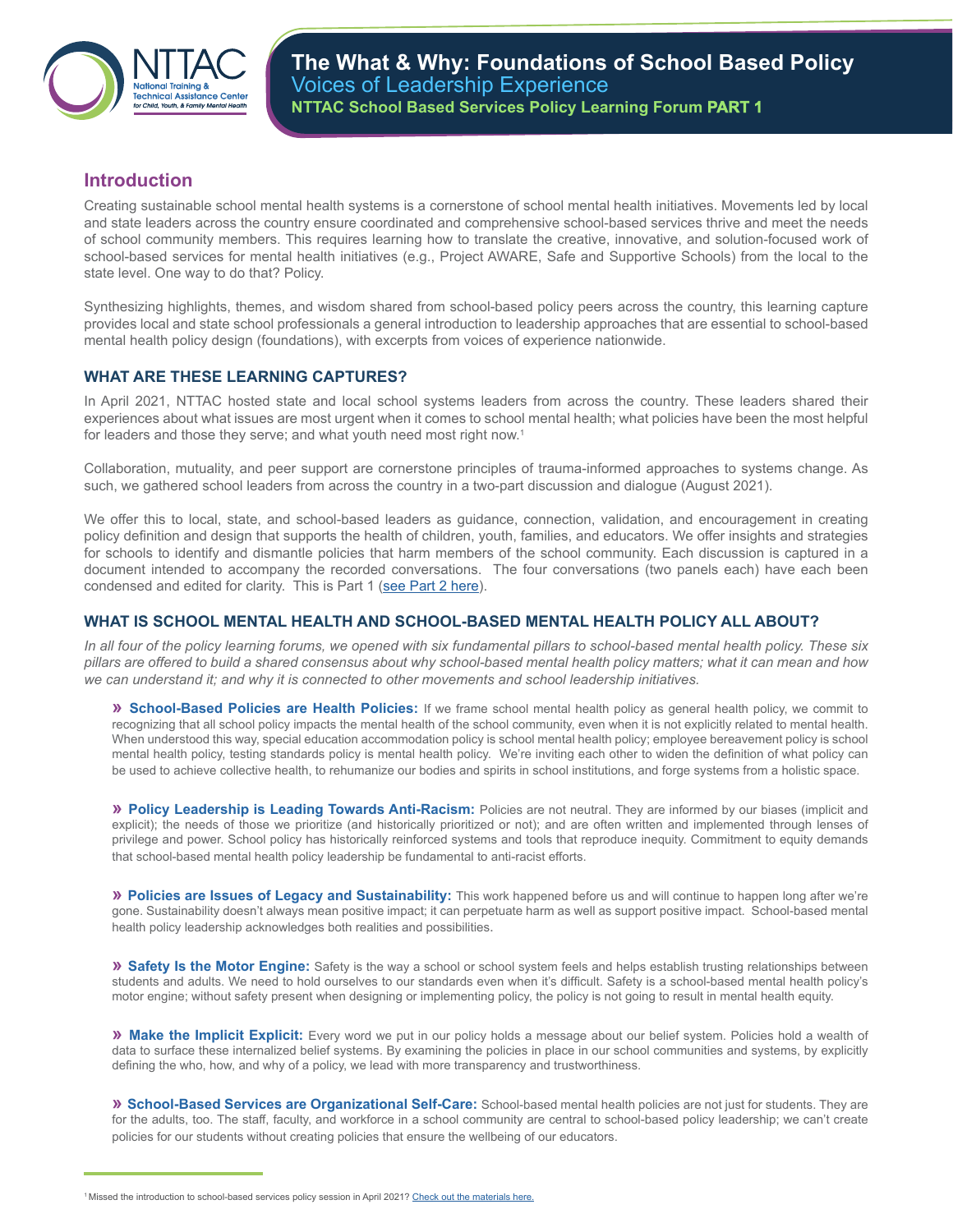# The What & Why: Foundations of School Based Policy

## Voices of Leadership Experience

**NTTAC School Based Services Policy Learning Forum PART 1**

## Introduction

Creating sustainable school mental health systems is a cornerstone of school mental health initiatives. Movements led by local and state leaders across the country ensure coordinated and comprehensive school-based services thrive and meet the needs of school community members. This requires learning how to translate the creative, innovative, and solution-focused work of school-based services for mental health initiatives (e.g., Project AWARE, Safe and Supportive Schools) from the local to the state level. One way to do that? Policy.

Synthesizing highlights, themes, and wisdom shared from school-based policy peers across the country, this learning capture provides local and state school professionals a general introduction to leadership approaches that are essential to school-based mental health policy design (foundations), with excerpts from voices of experience nationwide.

### WHAT ARE THESE LEARNING CAPTURES?

In April 2021, NTTAC hosted state and local school systems leaders from across the country. These leaders shared their experiences about what issues are most urgent when it comes to school mental health; what policies have been the most helpful for leaders and those they serve; and what youth need most right now.[1]

Collaboration, mutuality, and peer support are cornerstone principles of trauma-informed approaches to systems change. As such, we gathered school leaders from across the country in a two-part discussion and dialogue (August 2021).

We offer this to local, state, and school-based leaders as guidance, connection, validation, and encouragement in creating policy definition and design that supports the health of children, youth, families, and educators. We offer insights and strategies for schools to identify and dismantle policies that harm members of the school community. Each discussion is captured in a document intended to accompany the recorded conversations. The four conversations (two panels each) have each been condensed and edited for clarity. This is Part 1 (see Part 2 here).

### WHAT IS SCHOOL MENTAL HEALTH AND SCHOOL-BASED MENTAL HEALTH POLICY ALL ABOUT?

*In all four of the policy learning forums, we opened with six fundamental pillars to school-based mental health policy. These six pillars are offered to build a shared consensus about why school-based mental health policy matters; what it can mean and how we can understand it; and why it is connected to other movements and school leadership initiatives.*

» **School-Based Policies are Health Policies:** If we frame school mental health policy as general health policy, we commit to recognizing that all school policy impacts the mental health of the school community, even when it is not explicitly related to mental health. When understood this way, special education accommodation policy is school mental health policy; employee bereavement policy is school mental health policy, testing standards policy is mental health policy. We're inviting each other to widen the definition of what policy can be used to achieve collective health, to rehumanize our bodies and spirits in school institutions, and forge systems from a holistic space.

» **Policy Leadership is Leading Towards Anti-Racism:** Policies are not neutral. They are informed by our biases (implicit and explicit); the needs of those we prioritize (and historically prioritized or not); and are often written and implemented through lenses of privilege and power. School policy has historically reinforced systems and tools that reproduce inequity. Commitment to equity demands that school-based mental health policy leadership be fundamental to anti-racist efforts.

» **Policies are Issues of Legacy and Sustainability:** This work happened before us and will continue to happen long after we're gone. Sustainability doesn't always mean positive impact; it can perpetuate harm as well as support positive impact. School-based mental health policy leadership acknowledges both realities and possibilities.

» **Safety Is the Motor Engine:** Safety is the way a school or school system feels and helps establish trusting relationships between students and adults. We need to hold ourselves to our standards even when it's difficult. Safety is a school-based mental health policy's motor engine; without safety present when designing or implementing policy, the policy is not going to result in mental health equity.

» **Make the Implicit Explicit:** Every word we put in our policy holds a message about our belief system. Policies hold a wealth of data to surface these internalized belief systems. By examining the policies in place in our school communities and systems, by explicitly defining the who, how, and why of a policy, we lead with more transparency and trustworthiness.

» **School-Based Services are Organizational Self-Care:** School-based mental health policies are not just for students. They are for the adults, too. The staff, faculty, and workforce in a school community are central to school-based policy leadership; we can't create policies for our students without creating policies that ensure the wellbeing of our educators.

---

[1] Missed the introduction to school-based services policy session in April 2021? Check out the materials here.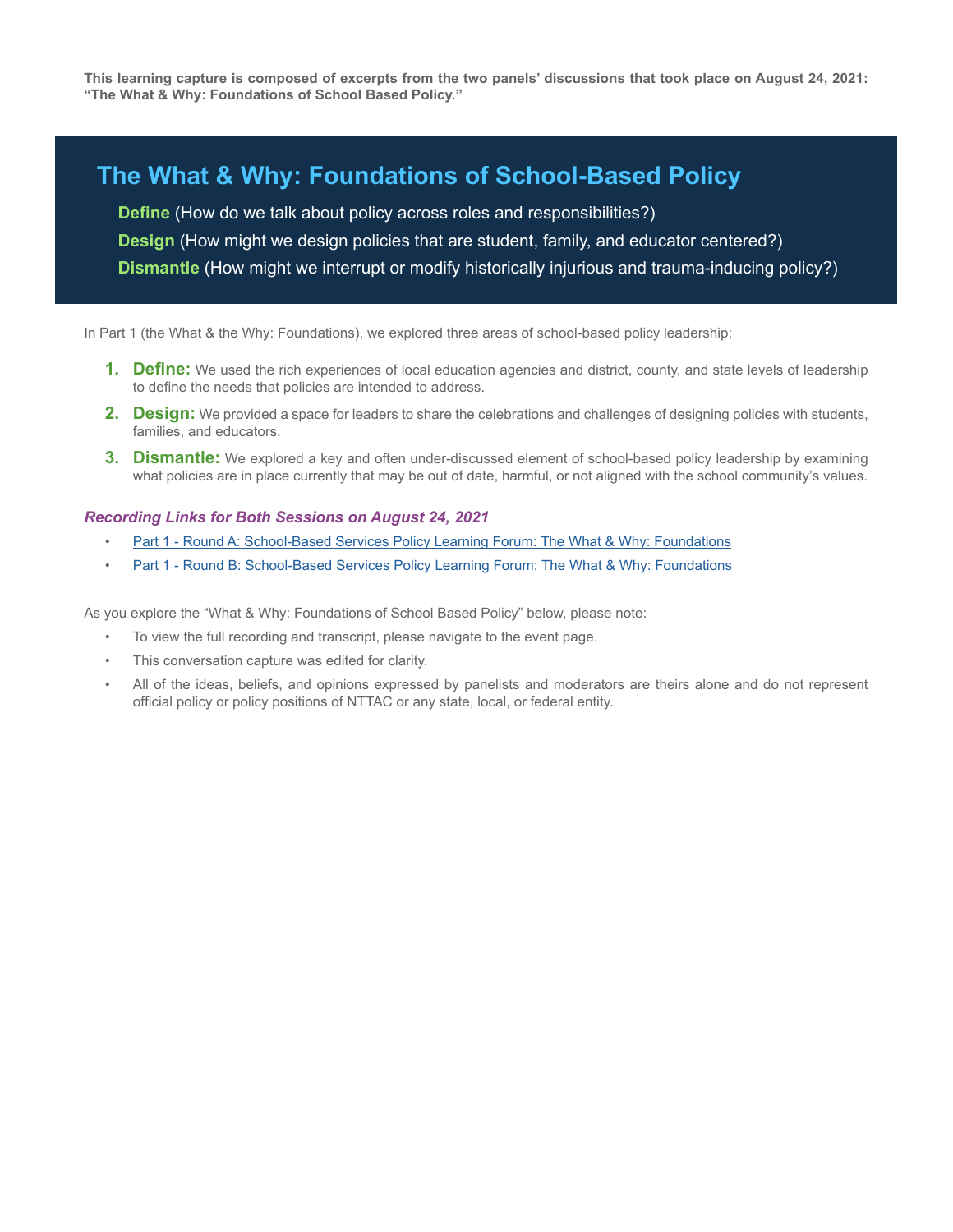**This learning capture is composed of excerpts from the two panels' discussions that took place on August 24, 2021: "The What & Why: Foundations of School Based Policy."**

# The What & Why: Foundations of School-Based Policy

**Define** (How do we talk about policy across roles and responsibilities?)

**Design** (How might we design policies that are student, family, and educator centered?)

**Dismantle** (How might we interrupt or modify historically injurious and trauma-inducing policy?)

In Part 1 (the What & the Why: Foundations), we explored three areas of school-based policy leadership:

1. **Define:** We used the rich experiences of local education agencies and district, county, and state levels of leadership to define the needs that policies are intended to address.
2. **Design:** We provided a space for leaders to share the celebrations and challenges of designing policies with students, families, and educators.
3. **Dismantle:** We explored a key and often under-discussed element of school-based policy leadership by examining what policies are in place currently that may be out of date, harmful, or not aligned with the school community's values.

### *Recording Links for Both Sessions on August 24, 2021*

- Part 1 - Round A: School-Based Services Policy Learning Forum: The What & Why: Foundations
- Part 1 - Round B: School-Based Services Policy Learning Forum: The What & Why: Foundations

As you explore the "What & Why: Foundations of School Based Policy" below, please note:

- To view the full recording and transcript, please navigate to the event page.
- This conversation capture was edited for clarity.
- All of the ideas, beliefs, and opinions expressed by panelists and moderators are theirs alone and do not represent official policy or policy positions of NTTAC or any state, local, or federal entity.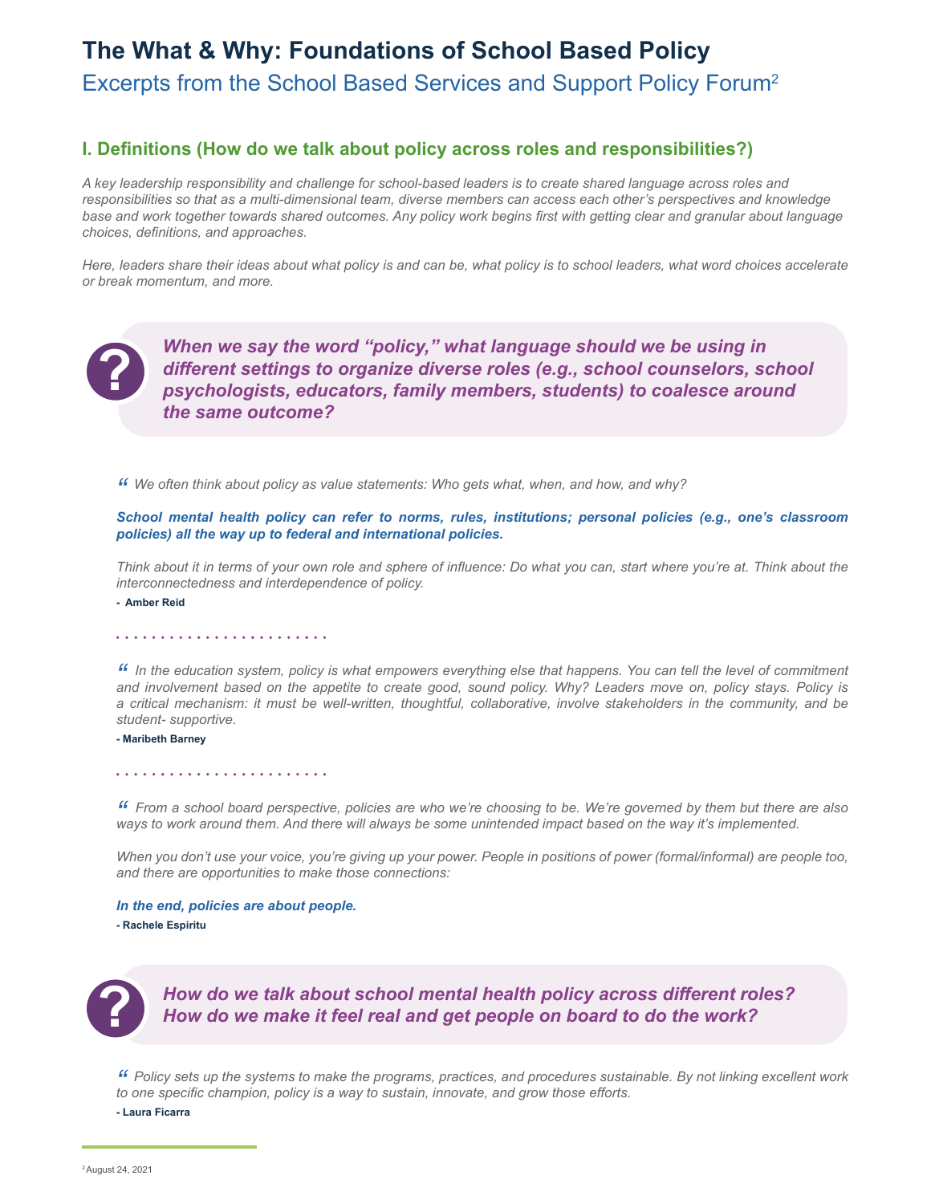# The What & Why: Foundations of School Based Policy

## Excerpts from the School Based Services and Support Policy Forum[2]

### I. Definitions (How do we talk about policy across roles and responsibilities?)

*A key leadership responsibility and challenge for school-based leaders is to create shared language across roles and responsibilities so that as a multi-dimensional team, diverse members can access each other's perspectives and knowledge base and work together towards shared outcomes. Any policy work begins first with getting clear and granular about language choices, definitions, and approaches.*

*Here, leaders share their ideas about what policy is and can be, what policy is to school leaders, what word choices accelerate or break momentum, and more.*

> ***When we say the word "policy," what language should we be using in different settings to organize diverse roles (e.g., school counselors, school psychologists, educators, family members, students) to coalesce around the same outcome?***

*"We often think about policy as value statements: Who gets what, when, and how, and why?*

***School mental health policy can refer to norms, rules, institutions; personal policies (e.g., one's classroom policies) all the way up to federal and international policies.***

*Think about it in terms of your own role and sphere of influence: Do what you can, start where you're at. Think about the interconnectedness and interdependence of policy.*

**- Amber Reid**

*"In the education system, policy is what empowers everything else that happens. You can tell the level of commitment and involvement based on the appetite to create good, sound policy. Why? Leaders move on, policy stays. Policy is a critical mechanism: it must be well-written, thoughtful, collaborative, involve stakeholders in the community, and be student- supportive.*

**- Maribeth Barney**

*"From a school board perspective, policies are who we're choosing to be. We're governed by them but there are also ways to work around them. And there will always be some unintended impact based on the way it's implemented.*

*When you don't use your voice, you're giving up your power. People in positions of power (formal/informal) are people too, and there are opportunities to make those connections:*

***In the end, policies are about people.***

**- Rachele Espiritu**

> ***How do we talk about school mental health policy across different roles? How do we make it feel real and get people on board to do the work?***

*"Policy sets up the systems to make the programs, practices, and procedures sustainable. By not linking excellent work to one specific champion, policy is a way to sustain, innovate, and grow those efforts.*

**- Laura Ficarra**

[2] August 24, 2021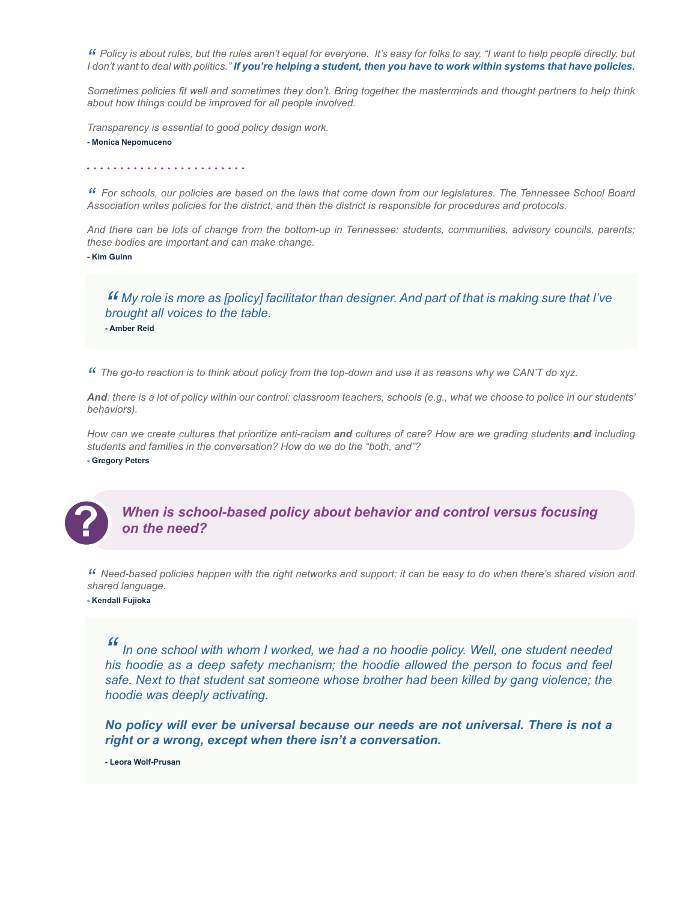*“ Policy is about rules, but the rules aren’t equal for everyone. It’s easy for folks to say, “I want to help people directly, but I don’t want to deal with politics.”* ***If you’re helping a student, then you have to work within systems that have policies.***

*Sometimes policies fit well and sometimes they don’t. Bring together the masterminds and thought partners to help think about how things could be improved for all people involved.*

*Transparency is essential to good policy design work.*

**- Monica Nepomuceno**

---

*“ For schools, our policies are based on the laws that come down from our legislatures. The Tennessee School Board Association writes policies for the district, and then the district is responsible for procedures and protocols.*

*And there can be lots of change from the bottom-up in Tennessee: students, communities, advisory councils, parents; these bodies are important and can make change.*

**- Kim Guinn**

> *“ My role is more as [policy] facilitator than designer. And part of that is making sure that I’ve brought all voices to the table.*
>
> **- Amber Reid**

*“ The go-to reaction is to think about policy from the top-down and use it as reasons why we CAN’T do xyz.*

***And****: there is a lot of policy within our control: classroom teachers, schools (e.g., what we choose to police in our students’ behaviors).*

*How can we create cultures that prioritize anti-racism* ***and*** *cultures of care? How are we grading students* ***and*** *including students and families in the conversation? How do we do the “both, and”?*

**- Gregory Peters**

### *When is school-based policy about behavior and control versus focusing on the need?*

*“ Need-based policies happen with the right networks and support; it can be easy to do when there’s shared vision and shared language.*

**- Kendall Fujioka**

> *“ In one school with whom I worked, we had a no hoodie policy. Well, one student needed his hoodie as a deep safety mechanism; the hoodie allowed the person to focus and feel safe. Next to that student sat someone whose brother had been killed by gang violence; the hoodie was deeply activating.*
>
> ***No policy will ever be universal because our needs are not universal. There is not a right or a wrong, except when there isn’t a conversation.***
>
> **- Leora Wolf-Prusan**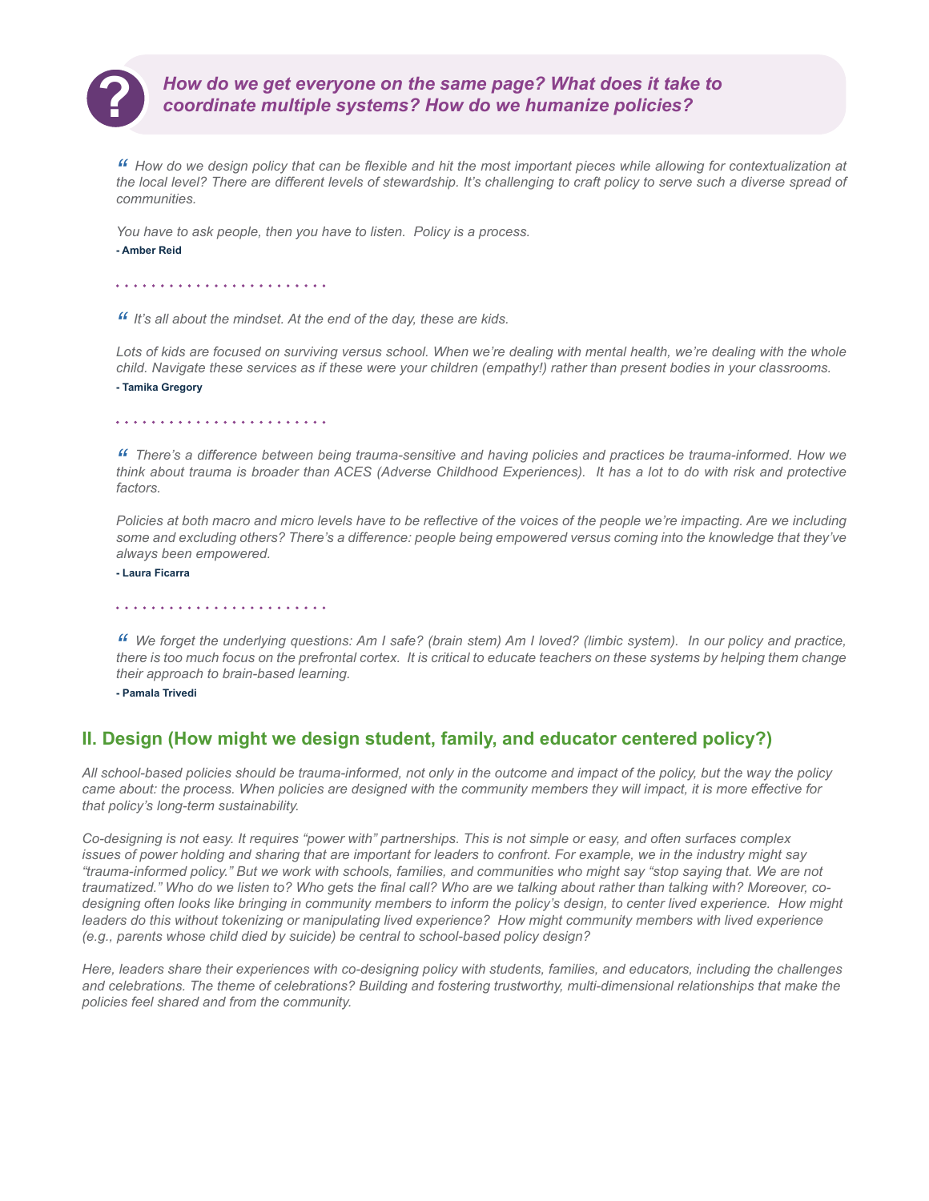**? *How do we get everyone on the same page? What does it take to coordinate multiple systems? How do we humanize policies?***

*“ How do we design policy that can be flexible and hit the most important pieces while allowing for contextualization at the local level? There are different levels of stewardship. It's challenging to craft policy to serve such a diverse spread of communities.*

*You have to ask people, then you have to listen. Policy is a process.*

**- Amber Reid**

*“ It's all about the mindset. At the end of the day, these are kids.*

*Lots of kids are focused on surviving versus school. When we're dealing with mental health, we're dealing with the whole child. Navigate these services as if these were your children (empathy!) rather than present bodies in your classrooms.*

**- Tamika Gregory**

*“ There's a difference between being trauma-sensitive and having policies and practices be trauma-informed. How we think about trauma is broader than ACES (Adverse Childhood Experiences). It has a lot to do with risk and protective factors.*

*Policies at both macro and micro levels have to be reflective of the voices of the people we're impacting. Are we including some and excluding others? There's a difference: people being empowered versus coming into the knowledge that they've always been empowered.*

**- Laura Ficarra**

*“ We forget the underlying questions: Am I safe? (brain stem) Am I loved? (limbic system). In our policy and practice, there is too much focus on the prefrontal cortex. It is critical to educate teachers on these systems by helping them change their approach to brain-based learning.*

**- Pamala Trivedi**

## II. Design (How might we design student, family, and educator centered policy?)

*All school-based policies should be trauma-informed, not only in the outcome and impact of the policy, but the way the policy came about: the process. When policies are designed with the community members they will impact, it is more effective for that policy's long-term sustainability.*

*Co-designing is not easy. It requires “power with” partnerships. This is not simple or easy, and often surfaces complex issues of power holding and sharing that are important for leaders to confront. For example, we in the industry might say “trauma-informed policy.” But we work with schools, families, and communities who might say “stop saying that. We are not traumatized.” Who do we listen to? Who gets the final call? Who are we talking about rather than talking with? Moreover, co-designing often looks like bringing in community members to inform the policy's design, to center lived experience. How might leaders do this without tokenizing or manipulating lived experience? How might community members with lived experience (e.g., parents whose child died by suicide) be central to school-based policy design?*

*Here, leaders share their experiences with co-designing policy with students, families, and educators, including the challenges and celebrations. The theme of celebrations? Building and fostering trustworthy, multi-dimensional relationships that make the policies feel shared and from the community.*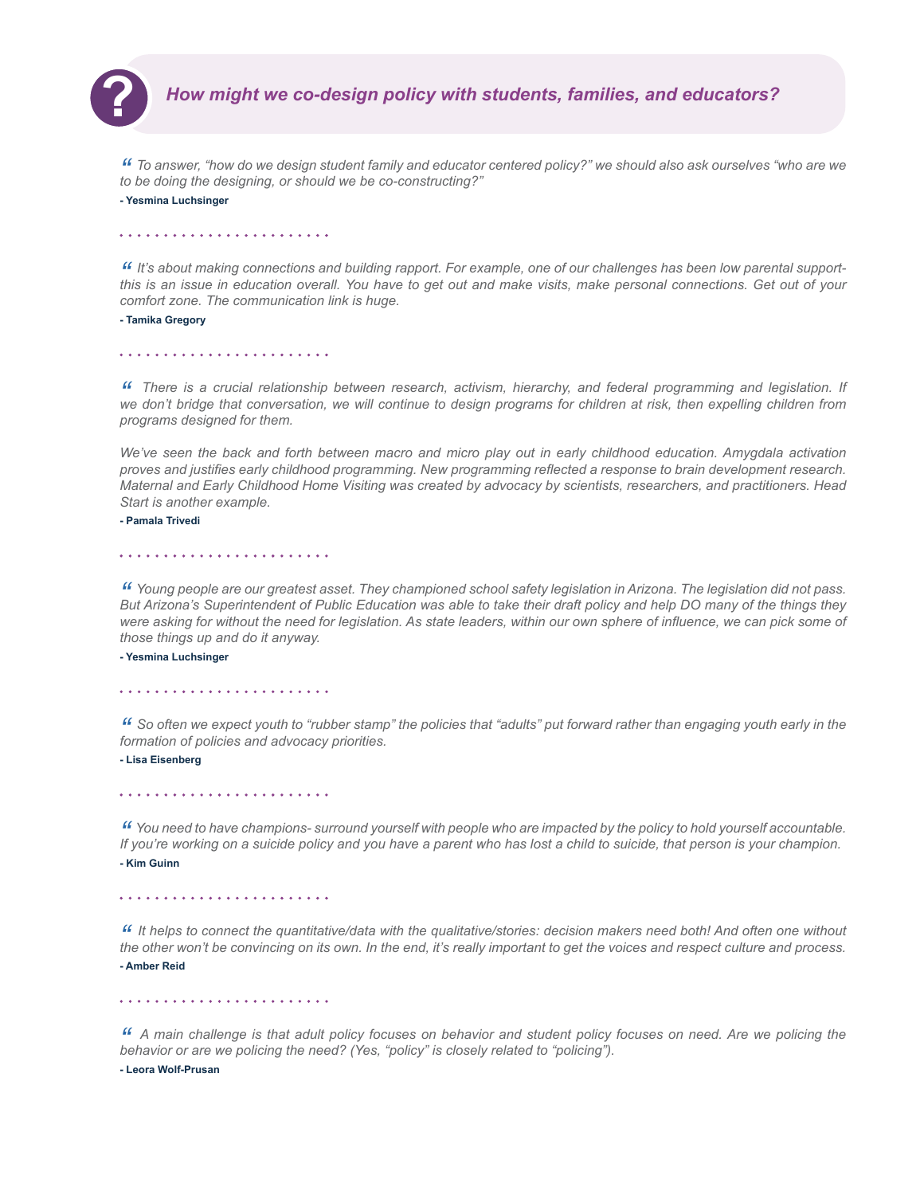## *How might we co-design policy with students, families, and educators?*

*" To answer, "how do we design student family and educator centered policy?" we should also ask ourselves "who are we to be doing the designing, or should we be co-constructing?"*

**- Yesmina Luchsinger**

*" It's about making connections and building rapport. For example, one of our challenges has been low parental support-this is an issue in education overall. You have to get out and make visits, make personal connections. Get out of your comfort zone. The communication link is huge.*

**- Tamika Gregory**

*" There is a crucial relationship between research, activism, hierarchy, and federal programming and legislation. If we don't bridge that conversation, we will continue to design programs for children at risk, then expelling children from programs designed for them.*

*We've seen the back and forth between macro and micro play out in early childhood education. Amygdala activation proves and justifies early childhood programming. New programming reflected a response to brain development research. Maternal and Early Childhood Home Visiting was created by advocacy by scientists, researchers, and practitioners. Head Start is another example.*

**- Pamala Trivedi**

*" Young people are our greatest asset. They championed school safety legislation in Arizona. The legislation did not pass. But Arizona's Superintendent of Public Education was able to take their draft policy and help DO many of the things they were asking for without the need for legislation. As state leaders, within our own sphere of influence, we can pick some of those things up and do it anyway.*

**- Yesmina Luchsinger**

*" So often we expect youth to "rubber stamp" the policies that "adults" put forward rather than engaging youth early in the formation of policies and advocacy priorities.*

**- Lisa Eisenberg**

*" You need to have champions- surround yourself with people who are impacted by the policy to hold yourself accountable. If you're working on a suicide policy and you have a parent who has lost a child to suicide, that person is your champion.*

**- Kim Guinn**

*" It helps to connect the quantitative/data with the qualitative/stories: decision makers need both! And often one without the other won't be convincing on its own. In the end, it's really important to get the voices and respect culture and process.*

**- Amber Reid**

*" A main challenge is that adult policy focuses on behavior and student policy focuses on need. Are we policing the behavior or are we policing the need? (Yes, "policy" is closely related to "policing").*

**- Leora Wolf-Prusan**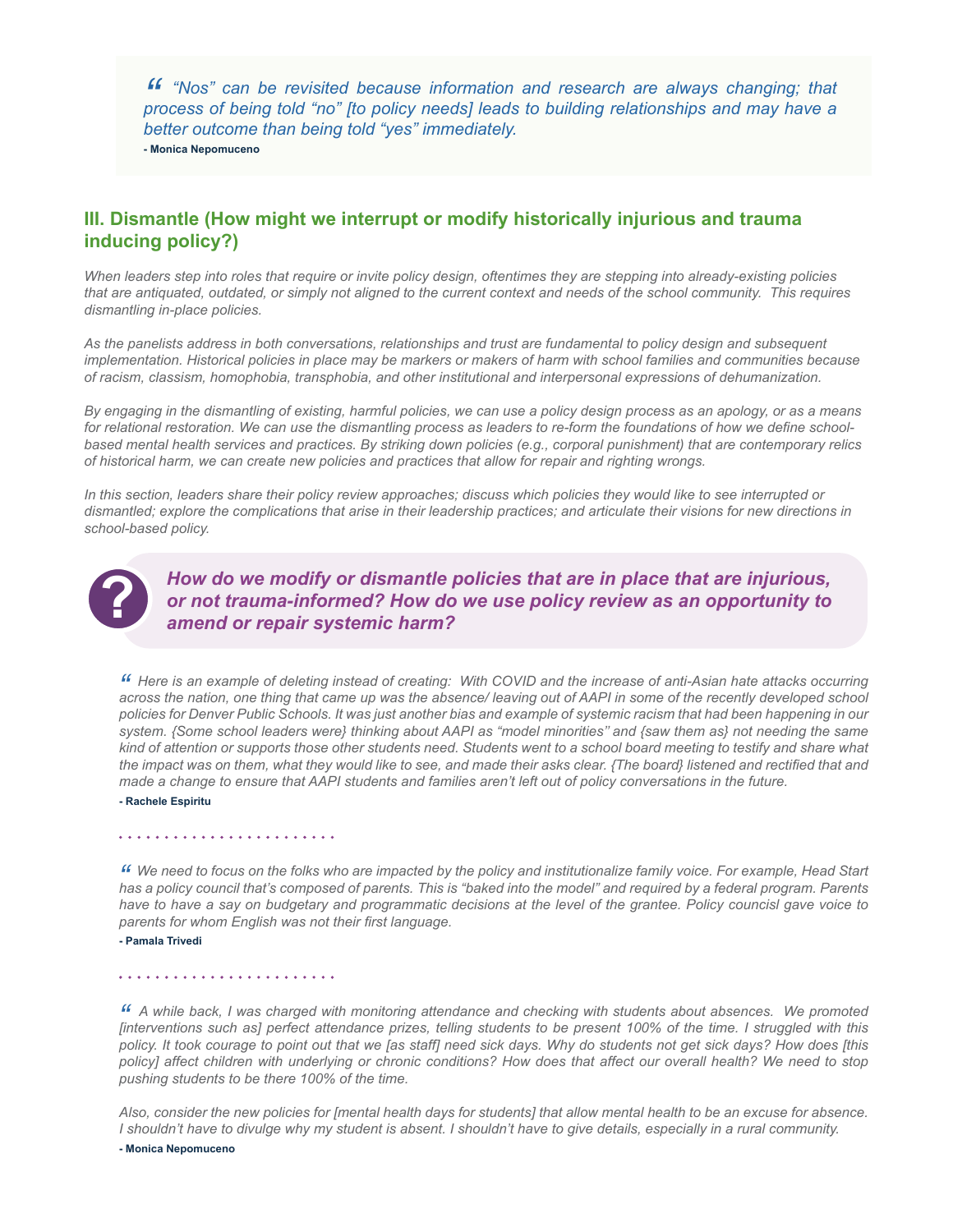> *“Nos” can be revisited because information and research are always changing; that process of being told “no” [to policy needs] leads to building relationships and may have a better outcome than being told “yes” immediately.*
>
> **- Monica Nepomuceno**

## III. Dismantle (How might we interrupt or modify historically injurious and trauma inducing policy?)

*When leaders step into roles that require or invite policy design, oftentimes they are stepping into already-existing policies that are antiquated, outdated, or simply not aligned to the current context and needs of the school community. This requires dismantling in-place policies.*

*As the panelists address in both conversations, relationships and trust are fundamental to policy design and subsequent implementation. Historical policies in place may be markers or makers of harm with school families and communities because of racism, classism, homophobia, transphobia, and other institutional and interpersonal expressions of dehumanization.*

*By engaging in the dismantling of existing, harmful policies, we can use a policy design process as an apology, or as a means for relational restoration. We can use the dismantling process as leaders to re-form the foundations of how we define school-based mental health services and practices. By striking down policies (e.g., corporal punishment) that are contemporary relics of historical harm, we can create new policies and practices that allow for repair and righting wrongs.*

*In this section, leaders share their policy review approaches; discuss which policies they would like to see interrupted or dismantled; explore the complications that arise in their leadership practices; and articulate their visions for new directions in school-based policy.*

### *How do we modify or dismantle policies that are in place that are injurious, or not trauma-informed? How do we use policy review as an opportunity to amend or repair systemic harm?*

> *Here is an example of deleting instead of creating: With COVID and the increase of anti-Asian hate attacks occurring across the nation, one thing that came up was the absence/ leaving out of AAPI in some of the recently developed school policies for Denver Public Schools. It was just another bias and example of systemic racism that had been happening in our system. {Some school leaders were} thinking about AAPI as “model minorities” and {saw them as} not needing the same kind of attention or supports those other students need. Students went to a school board meeting to testify and share what the impact was on them, what they would like to see, and made their asks clear. {The board} listened and rectified that and made a change to ensure that AAPI students and families aren’t left out of policy conversations in the future.*
>
> **- Rachele Espiritu**

> *We need to focus on the folks who are impacted by the policy and institutionalize family voice. For example, Head Start has a policy council that’s composed of parents. This is “baked into the model” and required by a federal program. Parents have to have a say on budgetary and programmatic decisions at the level of the grantee. Policy councisl gave voice to parents for whom English was not their first language.*
>
> **- Pamala Trivedi**

> *A while back, I was charged with monitoring attendance and checking with students about absences. We promoted [interventions such as] perfect attendance prizes, telling students to be present 100% of the time. I struggled with this policy. It took courage to point out that we [as staff] need sick days. Why do students not get sick days? How does [this policy] affect children with underlying or chronic conditions? How does that affect our overall health? We need to stop pushing students to be there 100% of the time.*
>
> *Also, consider the new policies for [mental health days for students] that allow mental health to be an excuse for absence. I shouldn’t have to divulge why my student is absent. I shouldn’t have to give details, especially in a rural community.*
>
> **- Monica Nepomuceno**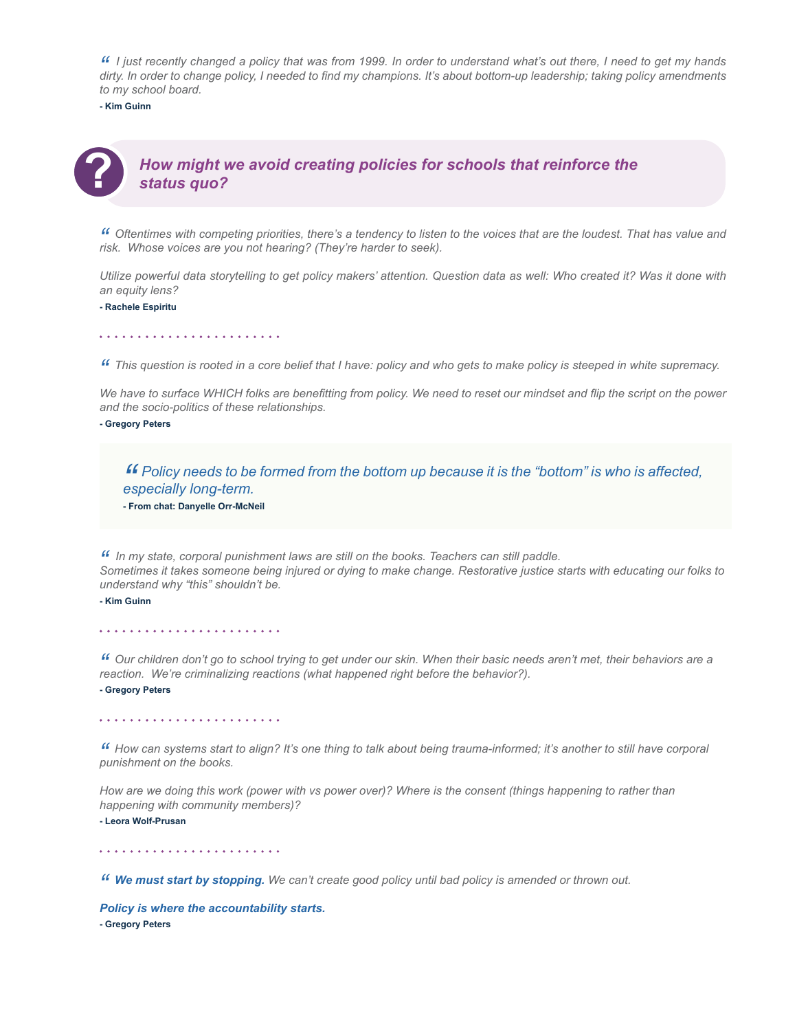*“ I just recently changed a policy that was from 1999. In order to understand what’s out there, I need to get my hands dirty. In order to change policy, I needed to find my champions. It’s about bottom-up leadership; taking policy amendments to my school board.*

**- Kim Guinn**

## *How might we avoid creating policies for schools that reinforce the status quo?*

*“ Oftentimes with competing priorities, there’s a tendency to listen to the voices that are the loudest. That has value and risk. Whose voices are you not hearing? (They’re harder to seek).*

*Utilize powerful data storytelling to get policy makers’ attention. Question data as well: Who created it? Was it done with an equity lens?*

**- Rachele Espiritu**

*“ This question is rooted in a core belief that I have: policy and who gets to make policy is steeped in white supremacy.*

*We have to surface WHICH folks are benefitting from policy. We need to reset our mindset and flip the script on the power and the socio-politics of these relationships.*

**- Gregory Peters**

> *“ Policy needs to be formed from the bottom up because it is the “bottom” is who is affected, especially long-term.*
>
> **- From chat: Danyelle Orr-McNeil**

*“ In my state, corporal punishment laws are still on the books. Teachers can still paddle.*
*Sometimes it takes someone being injured or dying to make change. Restorative justice starts with educating our folks to understand why “this” shouldn’t be.*

**- Kim Guinn**

*“ Our children don’t go to school trying to get under our skin. When their basic needs aren’t met, their behaviors are a reaction. We’re criminalizing reactions (what happened right before the behavior?).*

**- Gregory Peters**

*“ How can systems start to align? It’s one thing to talk about being trauma-informed; it’s another to still have corporal punishment on the books.*

*How are we doing this work (power with vs power over)? Where is the consent (things happening to rather than happening with community members)?*

**- Leora Wolf-Prusan**

*“ **We must start by stopping.** We can’t create good policy until bad policy is amended or thrown out.*

***Policy is where the accountability starts.***

**- Gregory Peters**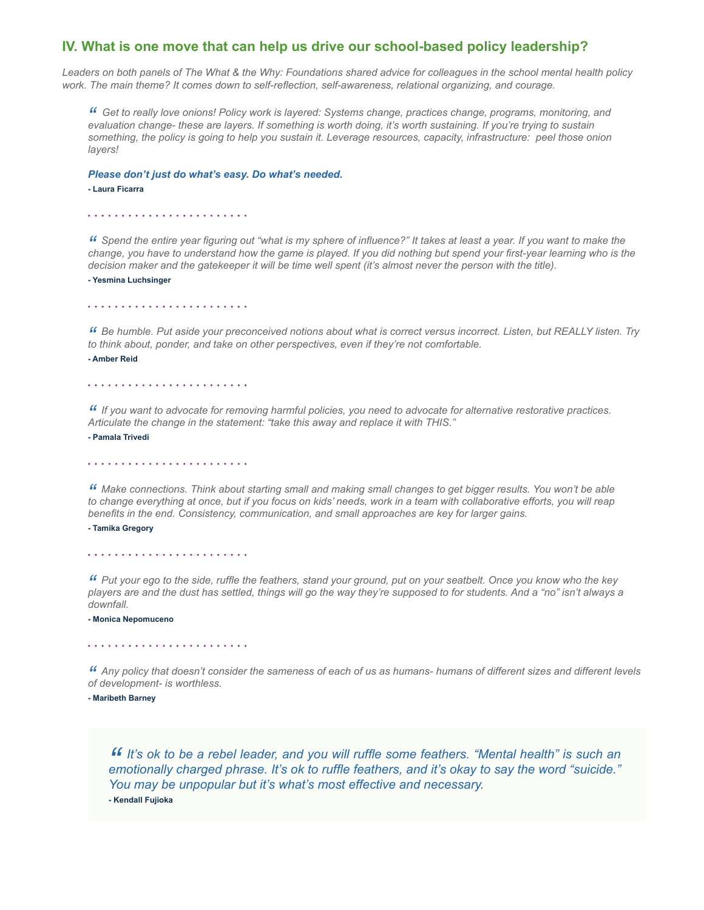## IV. What is one move that can help us drive our school-based policy leadership?

*Leaders on both panels of The What & the Why: Foundations shared advice for colleagues in the school mental health policy work. The main theme? It comes down to self-reflection, self-awareness, relational organizing, and courage.*

> *"Get to really love onions! Policy work is layered: Systems change, practices change, programs, monitoring, and evaluation change- these are layers. If something is worth doing, it's worth sustaining. If you're trying to sustain something, the policy is going to help you sustain it. Leverage resources, capacity, infrastructure: peel those onion layers!*
>
> ***Please don't just do what's easy. Do what's needed.***
>
> **- Laura Ficarra**

> *"Spend the entire year figuring out "what is my sphere of influence?" It takes at least a year. If you want to make the change, you have to understand how the game is played. If you did nothing but spend your first-year learning who is the decision maker and the gatekeeper it will be time well spent (it's almost never the person with the title).*
>
> **- Yesmina Luchsinger**

> *"Be humble. Put aside your preconceived notions about what is correct versus incorrect. Listen, but REALLY listen. Try to think about, ponder, and take on other perspectives, even if they're not comfortable.*
>
> **- Amber Reid**

> *"If you want to advocate for removing harmful policies, you need to advocate for alternative restorative practices. Articulate the change in the statement: "take this away and replace it with THIS."*
>
> **- Pamala Trivedi**

> *"Make connections. Think about starting small and making small changes to get bigger results. You won't be able to change everything at once, but if you focus on kids' needs, work in a team with collaborative efforts, you will reap benefits in the end. Consistency, communication, and small approaches are key for larger gains.*
>
> **- Tamika Gregory**

> *"Put your ego to the side, ruffle the feathers, stand your ground, put on your seatbelt. Once you know who the key players are and the dust has settled, things will go the way they're supposed to for students. And a "no" isn't always a downfall.*
>
> **- Monica Nepomuceno**

> *"Any policy that doesn't consider the sameness of each of us as humans- humans of different sizes and different levels of development- is worthless.*
>
> **- Maribeth Barney**

> *"It's ok to be a rebel leader, and you will ruffle some feathers. "Mental health" is such an emotionally charged phrase. It's ok to ruffle feathers, and it's okay to say the word "suicide." You may be unpopular but it's what's most effective and necessary.*
>
> **- Kendall Fujioka**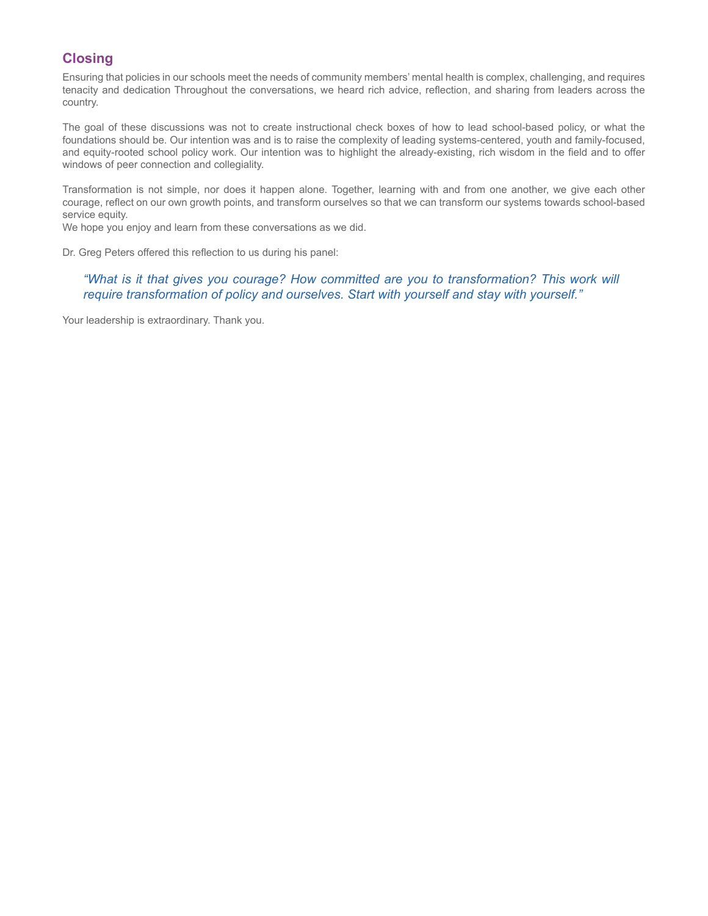## Closing

Ensuring that policies in our schools meet the needs of community members' mental health is complex, challenging, and requires tenacity and dedication Throughout the conversations, we heard rich advice, reflection, and sharing from leaders across the country.

The goal of these discussions was not to create instructional check boxes of how to lead school-based policy, or what the foundations should be. Our intention was and is to raise the complexity of leading systems-centered, youth and family-focused, and equity-rooted school policy work. Our intention was to highlight the already-existing, rich wisdom in the field and to offer windows of peer connection and collegiality.

Transformation is not simple, nor does it happen alone. Together, learning with and from one another, we give each other courage, reflect on our own growth points, and transform ourselves so that we can transform our systems towards school-based service equity.
We hope you enjoy and learn from these conversations as we did.

Dr. Greg Peters offered this reflection to us during his panel:

> *"What is it that gives you courage? How committed are you to transformation? This work will require transformation of policy and ourselves. Start with yourself and stay with yourself."*

Your leadership is extraordinary. Thank you.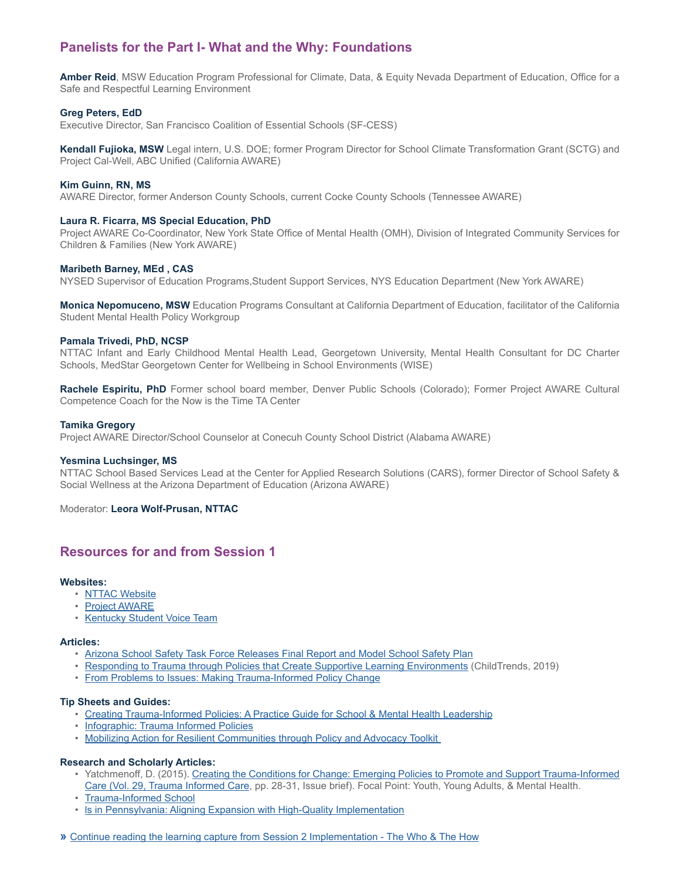## Panelists for the Part I- What and the Why: Foundations

**Amber Reid**, MSW Education Program Professional for Climate, Data, & Equity Nevada Department of Education, Office for a Safe and Respectful Learning Environment

**Greg Peters, EdD**
Executive Director, San Francisco Coalition of Essential Schools (SF-CESS)

**Kendall Fujioka, MSW** Legal intern, U.S. DOE; former Program Director for School Climate Transformation Grant (SCTG) and Project Cal-Well, ABC Unified (California AWARE)

**Kim Guinn, RN, MS**
AWARE Director, former Anderson County Schools, current Cocke County Schools (Tennessee AWARE)

**Laura R. Ficarra, MS Special Education, PhD**
Project AWARE Co-Coordinator, New York State Office of Mental Health (OMH), Division of Integrated Community Services for Children & Families (New York AWARE)

**Maribeth Barney, MEd , CAS**
NYSED Supervisor of Education Programs,Student Support Services, NYS Education Department (New York AWARE)

**Monica Nepomuceno, MSW** Education Programs Consultant at California Department of Education, facilitator of the California Student Mental Health Policy Workgroup

**Pamala Trivedi, PhD, NCSP**
NTTAC Infant and Early Childhood Mental Health Lead, Georgetown University, Mental Health Consultant for DC Charter Schools, MedStar Georgetown Center for Wellbeing in School Environments (WISE)

**Rachele Espiritu, PhD** Former school board member, Denver Public Schools (Colorado); Former Project AWARE Cultural Competence Coach for the Now is the Time TA Center

**Tamika Gregory**
Project AWARE Director/School Counselor at Conecuh County School District (Alabama AWARE)

**Yesmina Luchsinger, MS**
NTTAC School Based Services Lead at the Center for Applied Research Solutions (CARS), former Director of School Safety & Social Wellness at the Arizona Department of Education (Arizona AWARE)

Moderator: **Leora Wolf-Prusan, NTTAC**

## Resources for and from Session 1

**Websites:**

- NTTAC Website
- Project AWARE
- Kentucky Student Voice Team

**Articles:**

- Arizona School Safety Task Force Releases Final Report and Model School Safety Plan
- Responding to Trauma through Policies that Create Supportive Learning Environments (ChildTrends, 2019)
- From Problems to Issues: Making Trauma-Informed Policy Change

**Tip Sheets and Guides:**

- Creating Trauma-Informed Policies: A Practice Guide for School & Mental Health Leadership
- Infographic: Trauma Informed Policies
- Mobilizing Action for Resilient Communities through Policy and Advocacy Toolkit

**Research and Scholarly Articles:**

- Yatchmenoff, D. (2015). Creating the Conditions for Change: Emerging Policies to Promote and Support Trauma-Informed Care (Vol. 29, Trauma Informed Care, pp. 28-31, Issue brief). Focal Point: Youth, Young Adults, & Mental Health.
- Trauma-Informed School
- Is in Pennsylvania: Aligning Expansion with High-Quality Implementation

» Continue reading the learning capture from Session 2 Implementation - The Who & The How